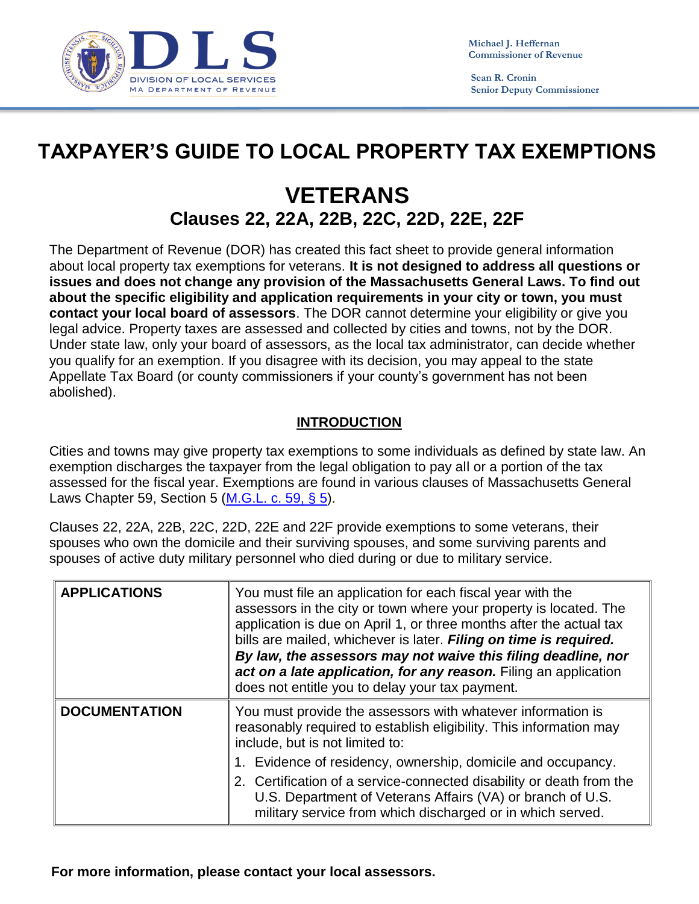DLS
DIVISION OF LOCAL SERVICES
MA DEPARTMENT OF REVENUE

**Michael J. Heffernan**
**Commissioner of Revenue**

**Sean R. Cronin**
**Senior Deputy Commissioner**

# TAXPAYER'S GUIDE TO LOCAL PROPERTY TAX EXEMPTIONS

# VETERANS

## Clauses 22, 22A, 22B, 22C, 22D, 22E, 22F

The Department of Revenue (DOR) has created this fact sheet to provide general information about local property tax exemptions for veterans. **It is not designed to address all questions or issues and does not change any provision of the Massachusetts General Laws. To find out about the specific eligibility and application requirements in your city or town, you must contact your local board of assessors**. The DOR cannot determine your eligibility or give you legal advice. Property taxes are assessed and collected by cities and towns, not by the DOR. Under state law, only your board of assessors, as the local tax administrator, can decide whether you qualify for an exemption. If you disagree with its decision, you may appeal to the state Appellate Tax Board (or county commissioners if your county's government has not been abolished).

### INTRODUCTION

Cities and towns may give property tax exemptions to some individuals as defined by state law. An exemption discharges the taxpayer from the legal obligation to pay all or a portion of the tax assessed for the fiscal year. Exemptions are found in various clauses of Massachusetts General Laws Chapter 59, Section 5 ([M.G.L. c. 59, § 5](M.G.L. c. 59, § 5)).

Clauses 22, 22A, 22B, 22C, 22D, 22E and 22F provide exemptions to some veterans, their spouses who own the domicile and their surviving spouses, and some surviving parents and spouses of active duty military personnel who died during or due to military service.

| | |
|---|---|
| **APPLICATIONS** | You must file an application for each fiscal year with the assessors in the city or town where your property is located. The application is due on April 1, or three months after the actual tax bills are mailed, whichever is later. ***Filing on time is required. By law, the assessors may not waive this filing deadline, nor act on a late application, for any reason.*** Filing an application does not entitle you to delay your tax payment. |
| **DOCUMENTATION** | You must provide the assessors with whatever information is reasonably required to establish eligibility. This information may include, but is not limited to:<br>1. Evidence of residency, ownership, domicile and occupancy.<br>2. Certification of a service-connected disability or death from the U.S. Department of Veterans Affairs (VA) or branch of U.S. military service from which discharged or in which served. |

**For more information, please contact your local assessors.**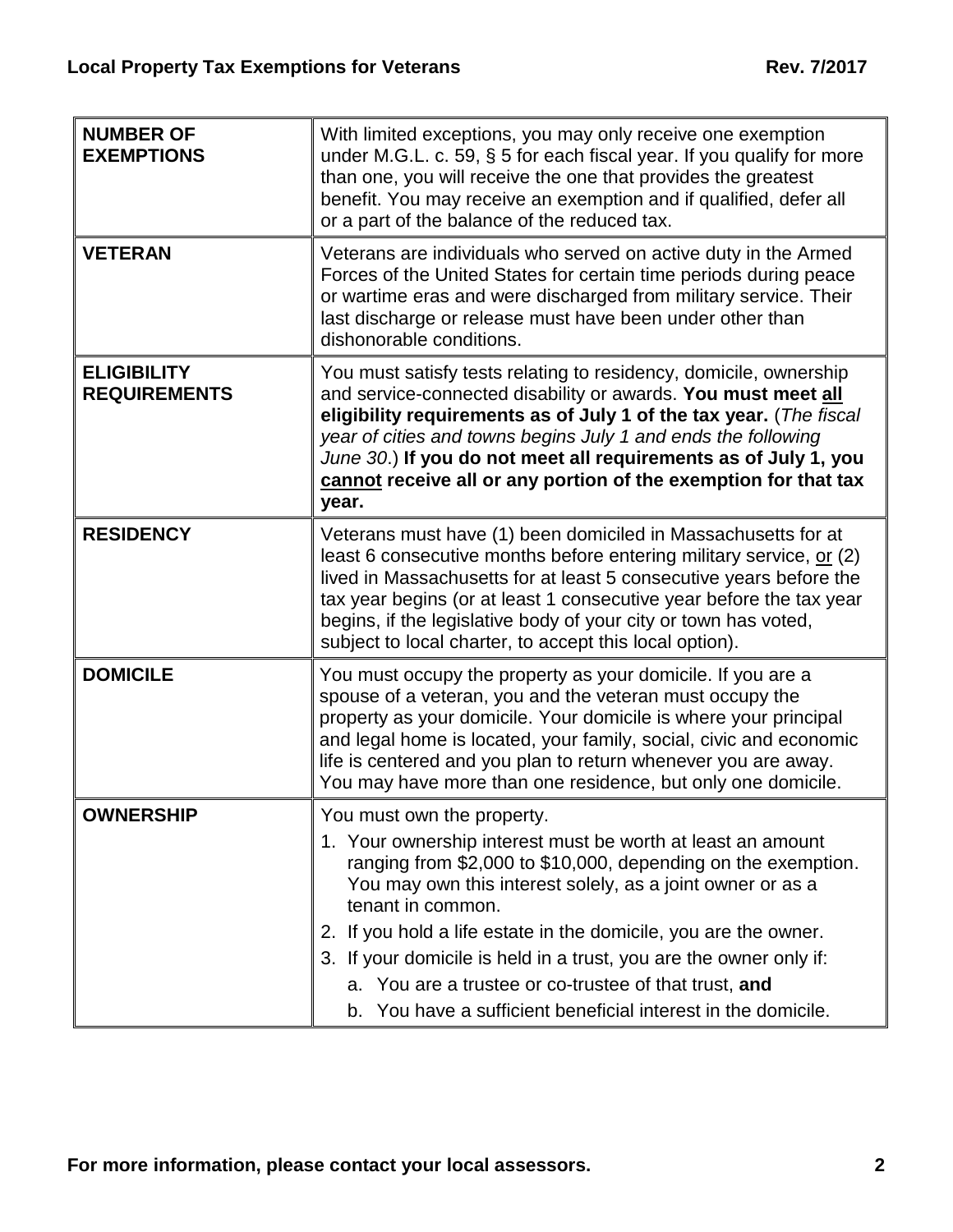| | |
|---|---|
| **NUMBER OF EXEMPTIONS** | With limited exceptions, you may only receive one exemption under M.G.L. c. 59, § 5 for each fiscal year. If you qualify for more than one, you will receive the one that provides the greatest benefit. You may receive an exemption and if qualified, defer all or a part of the balance of the reduced tax. |
| **VETERAN** | Veterans are individuals who served on active duty in the Armed Forces of the United States for certain time periods during peace or wartime eras and were discharged from military service. Their last discharge or release must have been under other than dishonorable conditions. |
| **ELIGIBILITY REQUIREMENTS** | You must satisfy tests relating to residency, domicile, ownership and service-connected disability or awards. **You must meet <u>all</u> eligibility requirements as of July 1 of the tax year.** (*The fiscal year of cities and towns begins July 1 and ends the following June 30*.) **If you do not meet all requirements as of July 1, you <u>cannot</u> receive all or any portion of the exemption for that tax year.** |
| **RESIDENCY** | Veterans must have (1) been domiciled in Massachusetts for at least 6 consecutive months before entering military service, <u>or</u> (2) lived in Massachusetts for at least 5 consecutive years before the tax year begins (or at least 1 consecutive year before the tax year begins, if the legislative body of your city or town has voted, subject to local charter, to accept this local option). |
| **DOMICILE** | You must occupy the property as your domicile. If you are a spouse of a veteran, you and the veteran must occupy the property as your domicile. Your domicile is where your principal and legal home is located, your family, social, civic and economic life is centered and you plan to return whenever you are away. You may have more than one residence, but only one domicile. |
| **OWNERSHIP** | You must own the property.<br>1. Your ownership interest must be worth at least an amount ranging from $2,000 to $10,000, depending on the exemption. You may own this interest solely, as a joint owner or as a tenant in common.<br>2. If you hold a life estate in the domicile, you are the owner.<br>3. If your domicile is held in a trust, you are the owner only if:<br>a. You are a trustee or co-trustee of that trust, **and**<br>b. You have a sufficient beneficial interest in the domicile. |

For more information, please contact your local assessors.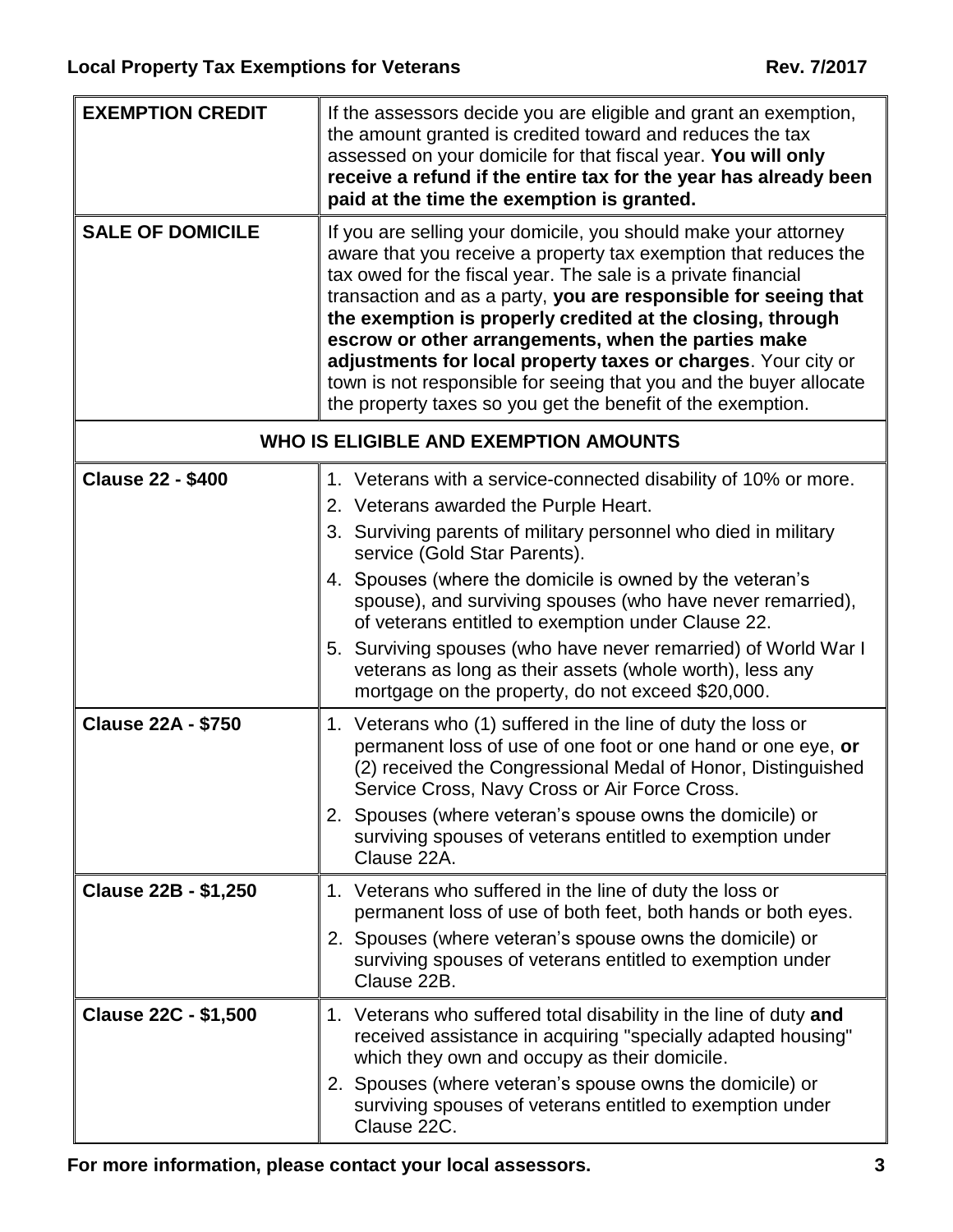| | |
|---|---|
| **EXEMPTION CREDIT** | If the assessors decide you are eligible and grant an exemption, the amount granted is credited toward and reduces the tax assessed on your domicile for that fiscal year. **You will only receive a refund if the entire tax for the year has already been paid at the time the exemption is granted.** |
| **SALE OF DOMICILE** | If you are selling your domicile, you should make your attorney aware that you receive a property tax exemption that reduces the tax owed for the fiscal year. The sale is a private financial transaction and as a party, **you are responsible for seeing that the exemption is properly credited at the closing, through escrow or other arrangements, when the parties make adjustments for local property taxes or charges**. Your city or town is not responsible for seeing that you and the buyer allocate the property taxes so you get the benefit of the exemption. |
| **WHO IS ELIGIBLE AND EXEMPTION AMOUNTS** | |
| **Clause 22 - $400** | 1. Veterans with a service-connected disability of 10% or more.<br>2. Veterans awarded the Purple Heart.<br>3. Surviving parents of military personnel who died in military service (Gold Star Parents).<br>4. Spouses (where the domicile is owned by the veteran's spouse), and surviving spouses (who have never remarried), of veterans entitled to exemption under Clause 22.<br>5. Surviving spouses (who have never remarried) of World War I veterans as long as their assets (whole worth), less any mortgage on the property, do not exceed $20,000. |
| **Clause 22A - $750** | 1. Veterans who (1) suffered in the line of duty the loss or permanent loss of use of one foot or one hand or one eye, **or** (2) received the Congressional Medal of Honor, Distinguished Service Cross, Navy Cross or Air Force Cross.<br>2. Spouses (where veteran's spouse owns the domicile) or surviving spouses of veterans entitled to exemption under Clause 22A. |
| **Clause 22B - $1,250** | 1. Veterans who suffered in the line of duty the loss or permanent loss of use of both feet, both hands or both eyes.<br>2. Spouses (where veteran's spouse owns the domicile) or surviving spouses of veterans entitled to exemption under Clause 22B. |
| **Clause 22C - $1,500** | 1. Veterans who suffered total disability in the line of duty **and** received assistance in acquiring "specially adapted housing" which they own and occupy as their domicile.<br>2. Spouses (where veteran's spouse owns the domicile) or surviving spouses of veterans entitled to exemption under Clause 22C. |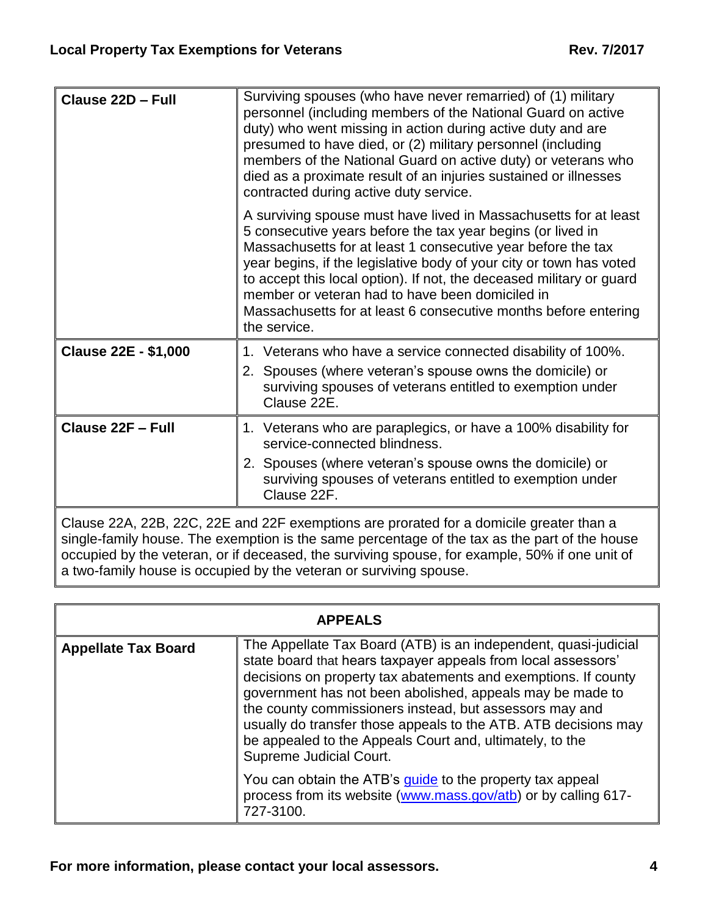| | |
|---|---|
| **Clause 22D – Full** | Surviving spouses (who have never remarried) of (1) military personnel (including members of the National Guard on active duty) who went missing in action during active duty and are presumed to have died, or (2) military personnel (including members of the National Guard on active duty) or veterans who died as a proximate result of an injuries sustained or illnesses contracted during active duty service.<br><br>A surviving spouse must have lived in Massachusetts for at least 5 consecutive years before the tax year begins (or lived in Massachusetts for at least 1 consecutive year before the tax year begins, if the legislative body of your city or town has voted to accept this local option). If not, the deceased military or guard member or veteran had to have been domiciled in Massachusetts for at least 6 consecutive months before entering the service. |
| **Clause 22E - $1,000** | 1. Veterans who have a service connected disability of 100%.<br>2. Spouses (where veteran's spouse owns the domicile) or surviving spouses of veterans entitled to exemption under Clause 22E. |
| **Clause 22F – Full** | 1. Veterans who are paraplegics, or have a 100% disability for service-connected blindness.<br>2. Spouses (where veteran's spouse owns the domicile) or surviving spouses of veterans entitled to exemption under Clause 22F. |
| Clause 22A, 22B, 22C, 22E and 22F exemptions are prorated for a domicile greater than a single-family house. The exemption is the same percentage of the tax as the part of the house occupied by the veteran, or if deceased, the surviving spouse, for example, 50% if one unit of a two-family house is occupied by the veteran or surviving spouse. | |

| **APPEALS** | |
|---|---|
| **Appellate Tax Board** | The Appellate Tax Board (ATB) is an independent, quasi-judicial state board that hears taxpayer appeals from local assessors' decisions on property tax abatements and exemptions. If county government has not been abolished, appeals may be made to the county commissioners instead, but assessors may and usually do transfer those appeals to the ATB. ATB decisions may be appealed to the Appeals Court and, ultimately, to the Supreme Judicial Court.<br><br>You can obtain the ATB's guide to the property tax appeal process from its website (www.mass.gov/atb) or by calling 617-727-3100. |

**For more information, please contact your local assessors.**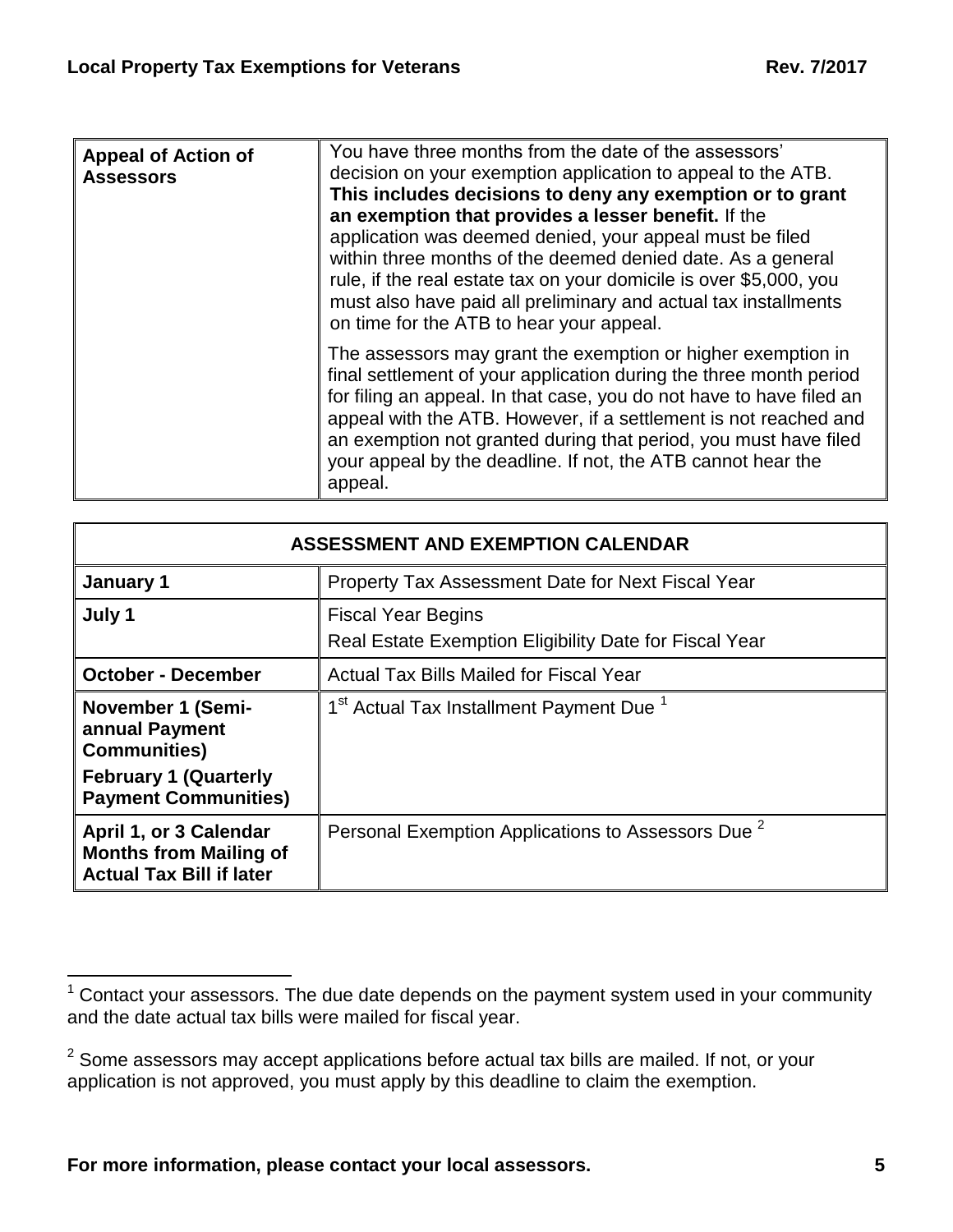| **Appeal of Action of Assessors** | You have three months from the date of the assessors' decision on your exemption application to appeal to the ATB. **This includes decisions to deny any exemption or to grant an exemption that provides a lesser benefit.** If the application was deemed denied, your appeal must be filed within three months of the deemed denied date. As a general rule, if the real estate tax on your domicile is over $5,000, you must also have paid all preliminary and actual tax installments on time for the ATB to hear your appeal.<br><br>The assessors may grant the exemption or higher exemption in final settlement of your application during the three month period for filing an appeal. In that case, you do not have to have filed an appeal with the ATB. However, if a settlement is not reached and an exemption not granted during that period, you must have filed your appeal by the deadline. If not, the ATB cannot hear the appeal. |
|---|---|

| **ASSESSMENT AND EXEMPTION CALENDAR** | |
|---|---|
| **January 1** | Property Tax Assessment Date for Next Fiscal Year |
| **July 1** | Fiscal Year Begins<br>Real Estate Exemption Eligibility Date for Fiscal Year |
| **October - December** | Actual Tax Bills Mailed for Fiscal Year |
| **November 1 (Semi-annual Payment Communities)**<br>**February 1 (Quarterly Payment Communities)** | 1st Actual Tax Installment Payment Due [1] |
| **April 1, or 3 Calendar Months from Mailing of Actual Tax Bill if later** | Personal Exemption Applications to Assessors Due [2] |

[1] Contact your assessors. The due date depends on the payment system used in your community and the date actual tax bills were mailed for fiscal year.

[2] Some assessors may accept applications before actual tax bills are mailed. If not, or your application is not approved, you must apply by this deadline to claim the exemption.

**For more information, please contact your local assessors.**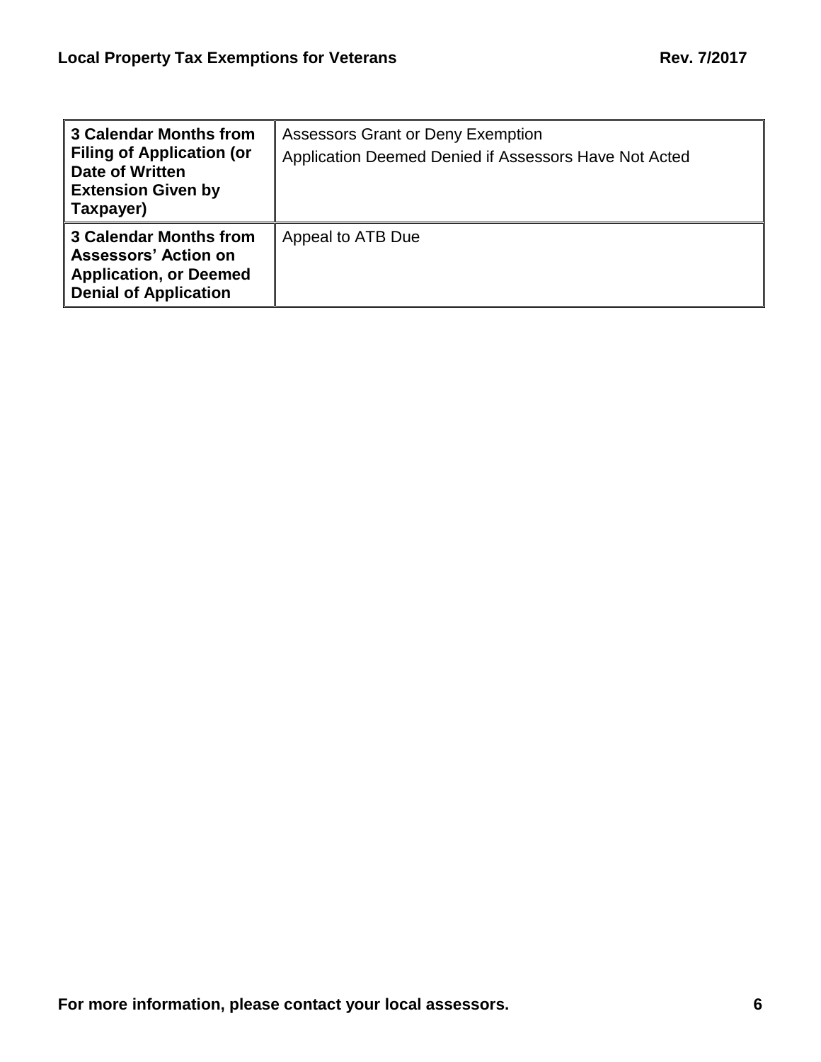| | |
|---|---|
| **3 Calendar Months from Filing of Application (or Date of Written Extension Given by Taxpayer)** | Assessors Grant or Deny Exemption<br>Application Deemed Denied if Assessors Have Not Acted |
| **3 Calendar Months from Assessors' Action on Application, or Deemed Denial of Application** | Appeal to ATB Due |

**For more information, please contact your local assessors.**